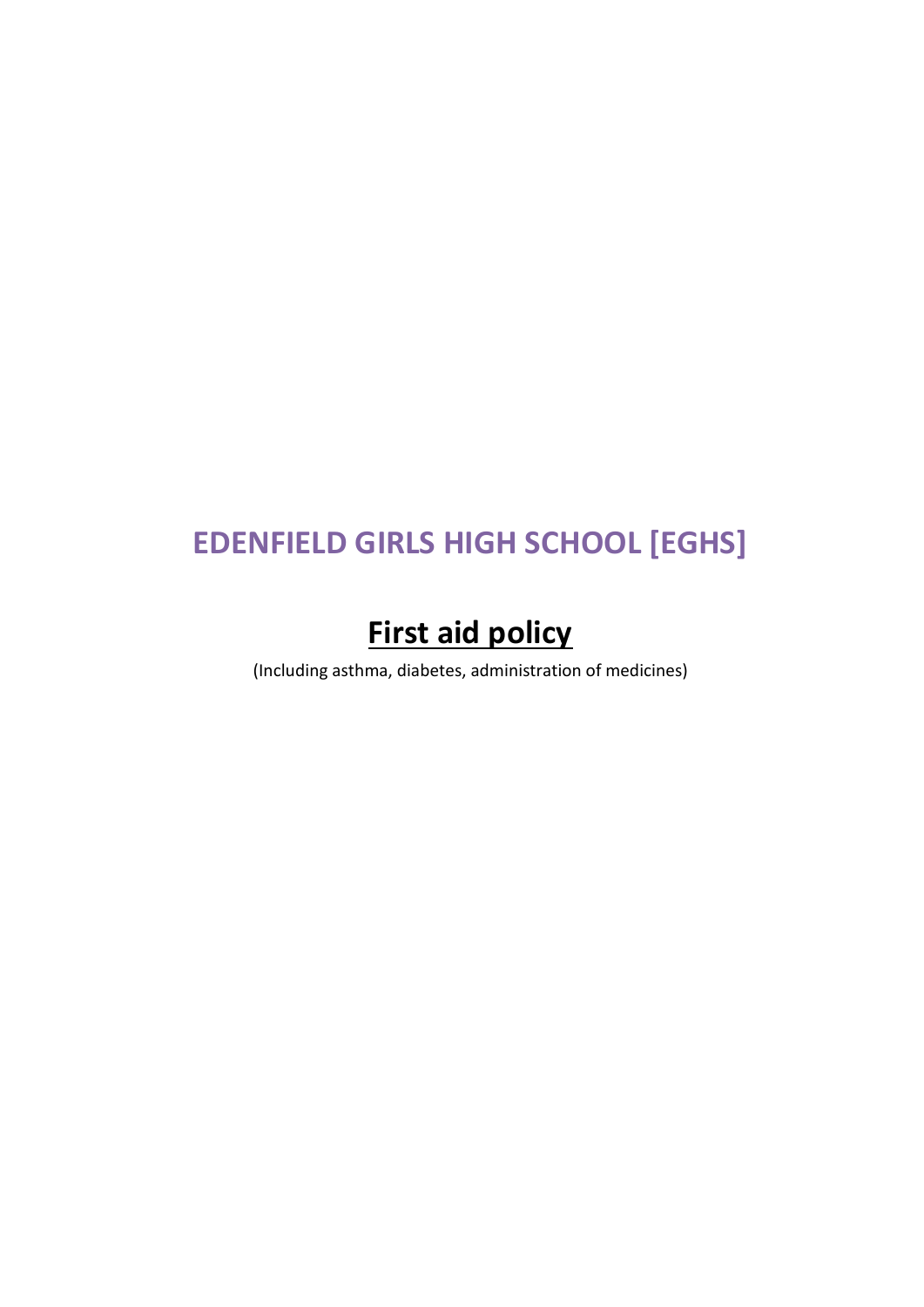# EDENFIELD GIRLS HIGH SCHOOL [EGHS]

## First aid policy

(Including asthma, diabetes, administration of medicines)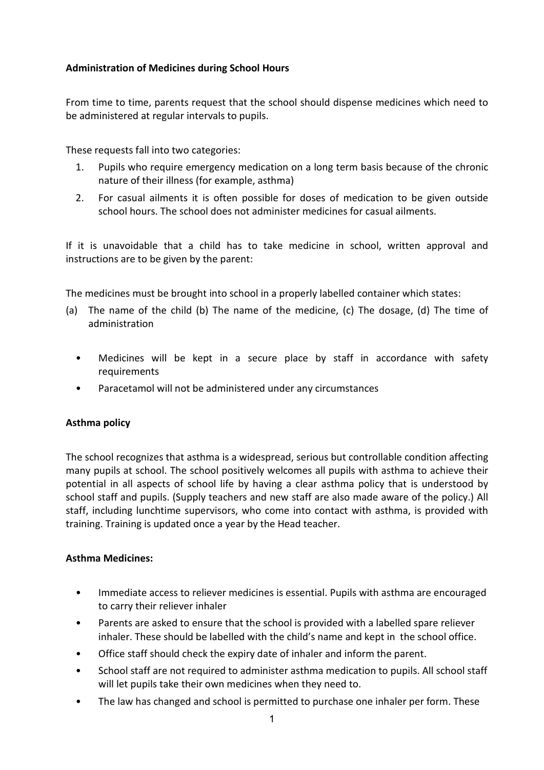**Administration of Medicines during School Hours**

From time to time, parents request that the school should dispense medicines which need to be administered at regular intervals to pupils.

These requests fall into two categories:

1. Pupils who require emergency medication on a long term basis because of the chronic nature of their illness (for example, asthma)
2. For casual ailments it is often possible for doses of medication to be given outside school hours. The school does not administer medicines for casual ailments.

If it is unavoidable that a child has to take medicine in school, written approval and instructions are to be given by the parent:

The medicines must be brought into school in a properly labelled container which states:

(a) The name of the child (b) The name of the medicine, (c) The dosage, (d) The time of administration

- Medicines will be kept in a secure place by staff in accordance with safety requirements
- Paracetamol will not be administered under any circumstances

**Asthma policy**

The school recognizes that asthma is a widespread, serious but controllable condition affecting many pupils at school. The school positively welcomes all pupils with asthma to achieve their potential in all aspects of school life by having a clear asthma policy that is understood by school staff and pupils. (Supply teachers and new staff are also made aware of the policy.) All staff, including lunchtime supervisors, who come into contact with asthma, is provided with training. Training is updated once a year by the Head teacher.

**Asthma Medicines:**

- Immediate access to reliever medicines is essential. Pupils with asthma are encouraged to carry their reliever inhaler
- Parents are asked to ensure that the school is provided with a labelled spare reliever inhaler. These should be labelled with the child's name and kept in the school office.
- Office staff should check the expiry date of inhaler and inform the parent.
- School staff are not required to administer asthma medication to pupils. All school staff will let pupils take their own medicines when they need to.
- The law has changed and school is permitted to purchase one inhaler per form. These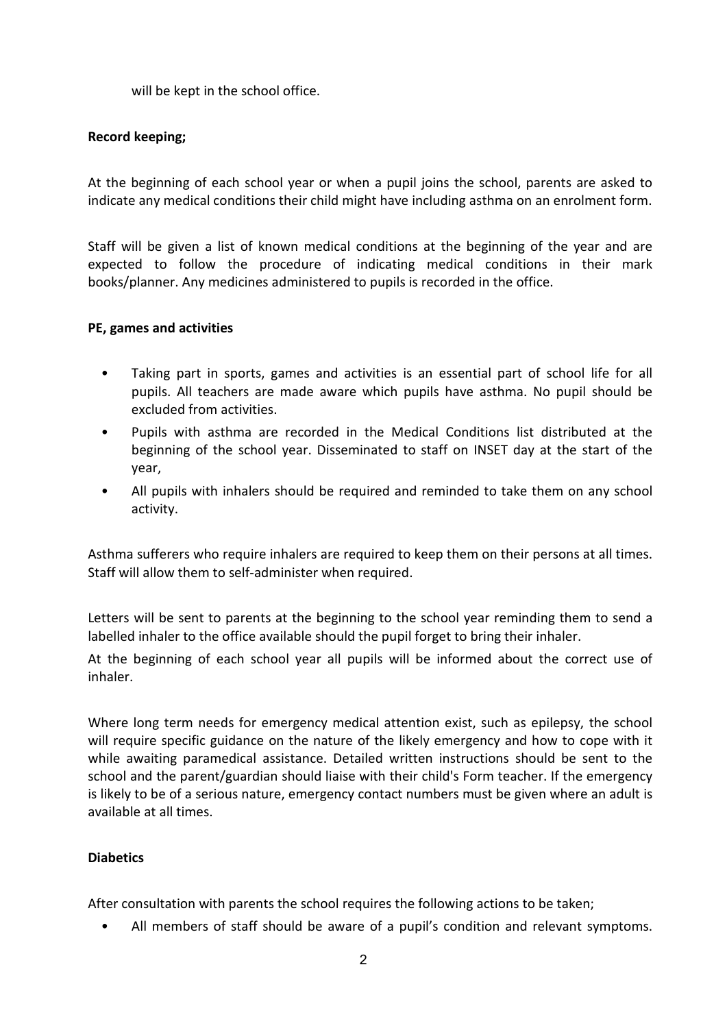will be kept in the school office.

**Record keeping;**

At the beginning of each school year or when a pupil joins the school, parents are asked to indicate any medical conditions their child might have including asthma on an enrolment form.

Staff will be given a list of known medical conditions at the beginning of the year and are expected to follow the procedure of indicating medical conditions in their mark books/planner. Any medicines administered to pupils is recorded in the office.

**PE, games and activities**

- Taking part in sports, games and activities is an essential part of school life for all pupils. All teachers are made aware which pupils have asthma. No pupil should be excluded from activities.
- Pupils with asthma are recorded in the Medical Conditions list distributed at the beginning of the school year. Disseminated to staff on INSET day at the start of the year,
- All pupils with inhalers should be required and reminded to take them on any school activity.

Asthma sufferers who require inhalers are required to keep them on their persons at all times. Staff will allow them to self-administer when required.

Letters will be sent to parents at the beginning to the school year reminding them to send a labelled inhaler to the office available should the pupil forget to bring their inhaler.

At the beginning of each school year all pupils will be informed about the correct use of inhaler.

Where long term needs for emergency medical attention exist, such as epilepsy, the school will require specific guidance on the nature of the likely emergency and how to cope with it while awaiting paramedical assistance. Detailed written instructions should be sent to the school and the parent/guardian should liaise with their child's Form teacher. If the emergency is likely to be of a serious nature, emergency contact numbers must be given where an adult is available at all times.

**Diabetics**

After consultation with parents the school requires the following actions to be taken;

- All members of staff should be aware of a pupil's condition and relevant symptoms.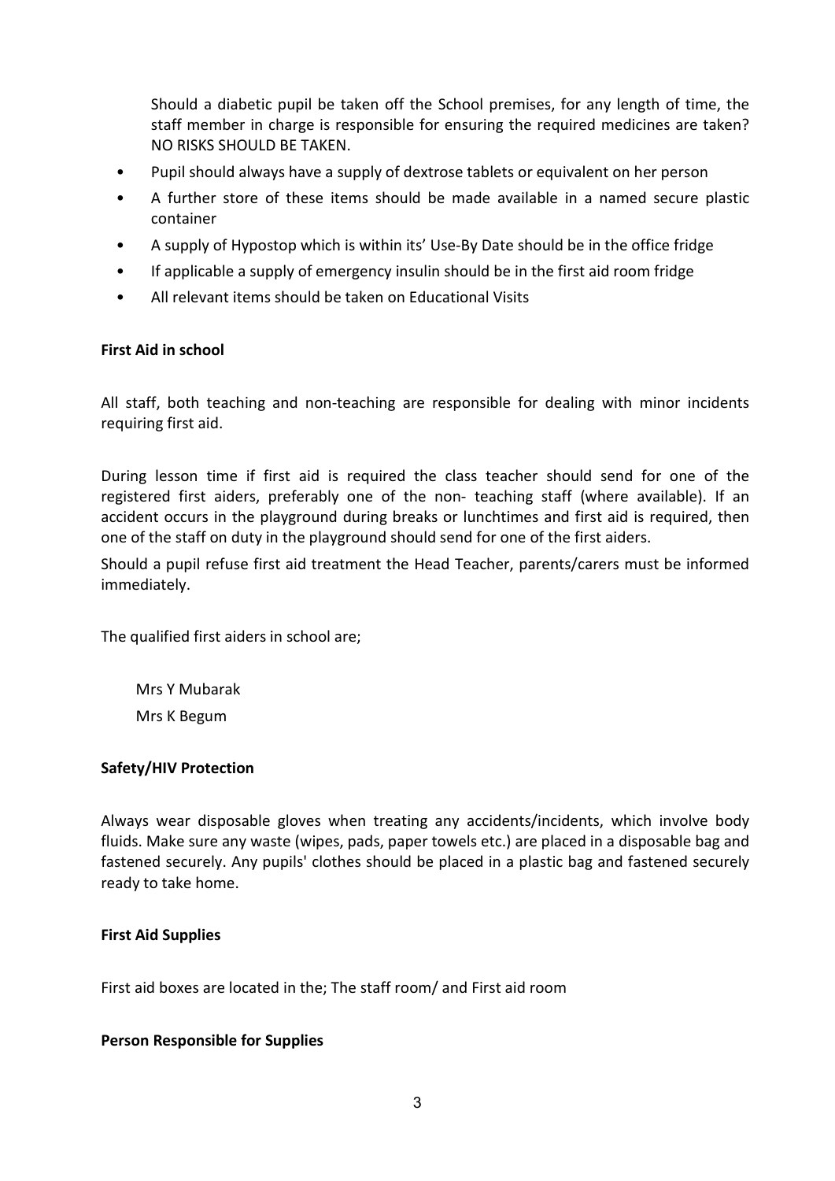Should a diabetic pupil be taken off the School premises, for any length of time, the staff member in charge is responsible for ensuring the required medicines are taken? NO RISKS SHOULD BE TAKEN.

- Pupil should always have a supply of dextrose tablets or equivalent on her person
- A further store of these items should be made available in a named secure plastic container
- A supply of Hypostop which is within its' Use-By Date should be in the office fridge
- If applicable a supply of emergency insulin should be in the first aid room fridge
- All relevant items should be taken on Educational Visits

**First Aid in school**

All staff, both teaching and non-teaching are responsible for dealing with minor incidents requiring first aid.

During lesson time if first aid is required the class teacher should send for one of the registered first aiders, preferably one of the non- teaching staff (where available). If an accident occurs in the playground during breaks or lunchtimes and first aid is required, then one of the staff on duty in the playground should send for one of the first aiders.

Should a pupil refuse first aid treatment the Head Teacher, parents/carers must be informed immediately.

The qualified first aiders in school are;

Mrs Y Mubarak
Mrs K Begum

**Safety/HIV Protection**

Always wear disposable gloves when treating any accidents/incidents, which involve body fluids. Make sure any waste (wipes, pads, paper towels etc.) are placed in a disposable bag and fastened securely. Any pupils' clothes should be placed in a plastic bag and fastened securely ready to take home.

**First Aid Supplies**

First aid boxes are located in the; The staff room/ and First aid room

**Person Responsible for Supplies**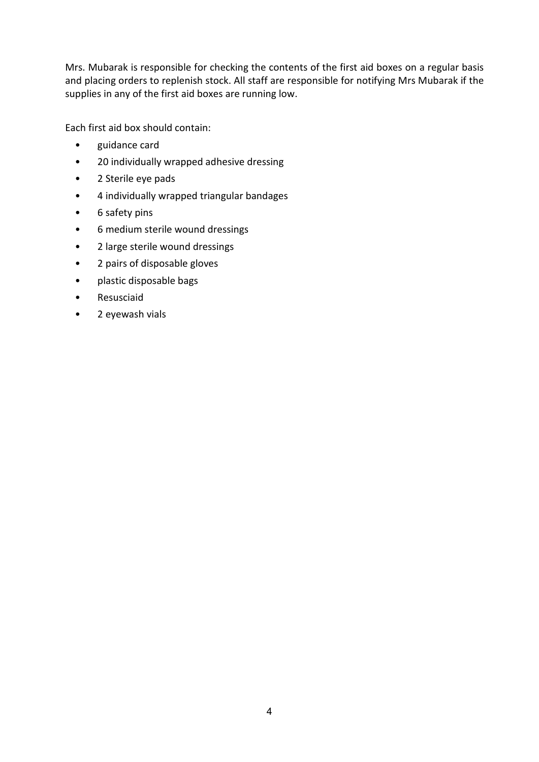Mrs. Mubarak is responsible for checking the contents of the first aid boxes on a regular basis and placing orders to replenish stock. All staff are responsible for notifying Mrs Mubarak if the supplies in any of the first aid boxes are running low.

Each first aid box should contain:

- guidance card
- 20 individually wrapped adhesive dressing
- 2 Sterile eye pads
- 4 individually wrapped triangular bandages
- 6 safety pins
- 6 medium sterile wound dressings
- 2 large sterile wound dressings
- 2 pairs of disposable gloves
- plastic disposable bags
- Resusciaid
- 2 eyewash vials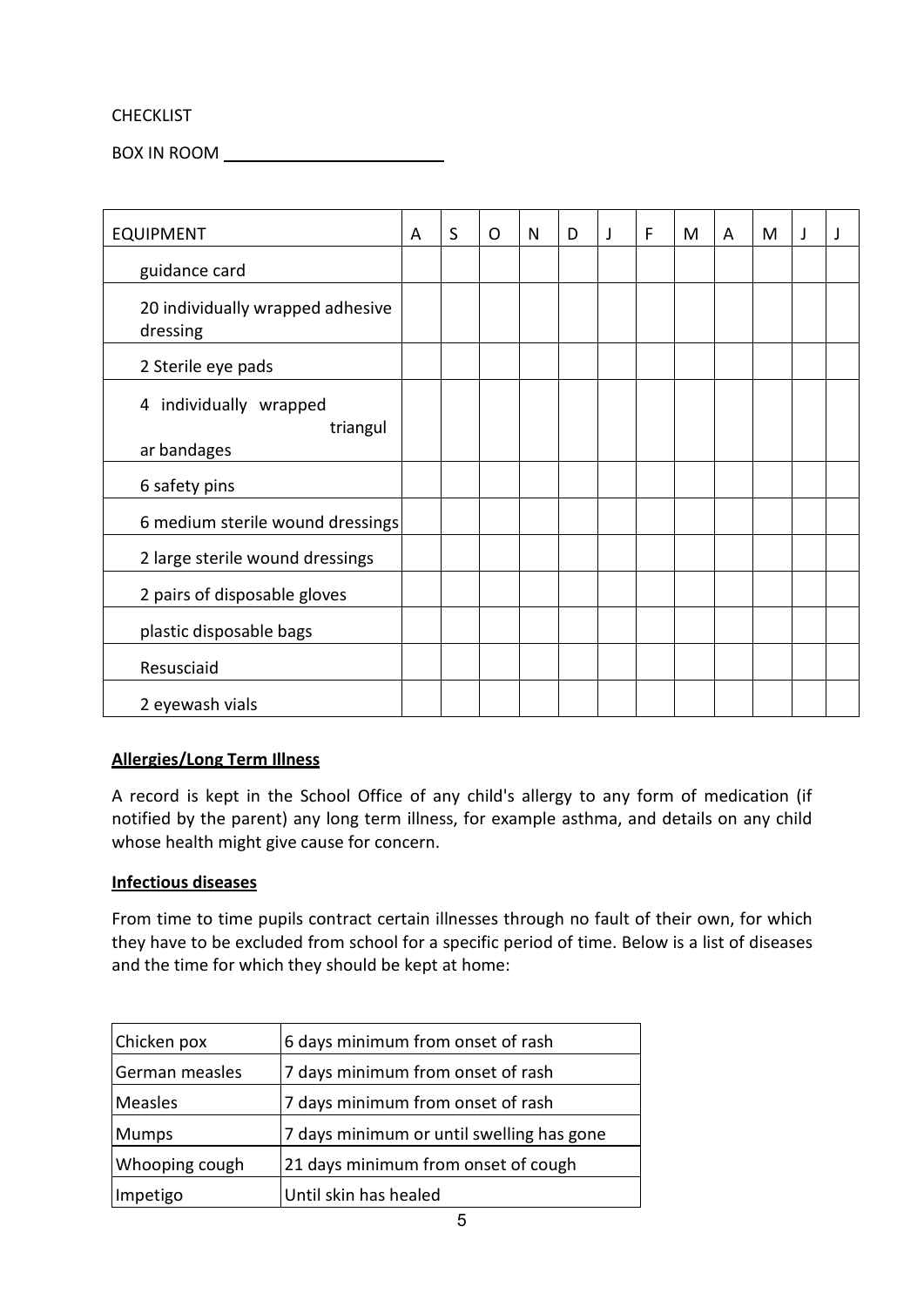CHECKLIST

BOX IN ROOM ________________________

| EQUIPMENT | A | S | O | N | D | J | F | M | A | M | J | J |
|---|---|---|---|---|---|---|---|---|---|---|---|---|
| guidance card | | | | | | | | | | | | |
| 20 individually wrapped adhesive dressing | | | | | | | | | | | | |
| 2 Sterile eye pads | | | | | | | | | | | | |
| 4 individually wrapped triangular bandages | | | | | | | | | | | | |
| 6 safety pins | | | | | | | | | | | | |
| 6 medium sterile wound dressings | | | | | | | | | | | | |
| 2 large sterile wound dressings | | | | | | | | | | | | |
| 2 pairs of disposable gloves | | | | | | | | | | | | |
| plastic disposable bags | | | | | | | | | | | | |
| Resusciaid | | | | | | | | | | | | |
| 2 eyewash vials | | | | | | | | | | | | |

**Allergies/Long Term Illness**

A record is kept in the School Office of any child's allergy to any form of medication (if notified by the parent) any long term illness, for example asthma, and details on any child whose health might give cause for concern.

**Infectious diseases**

From time to time pupils contract certain illnesses through no fault of their own, for which they have to be excluded from school for a specific period of time. Below is a list of diseases and the time for which they should be kept at home:

| Disease | Exclusion period |
|---|---|
| Chicken pox | 6 days minimum from onset of rash |
| German measles | 7 days minimum from onset of rash |
| Measles | 7 days minimum from onset of rash |
| Mumps | 7 days minimum or until swelling has gone |
| Whooping cough | 21 days minimum from onset of cough |
| Impetigo | Until skin has healed |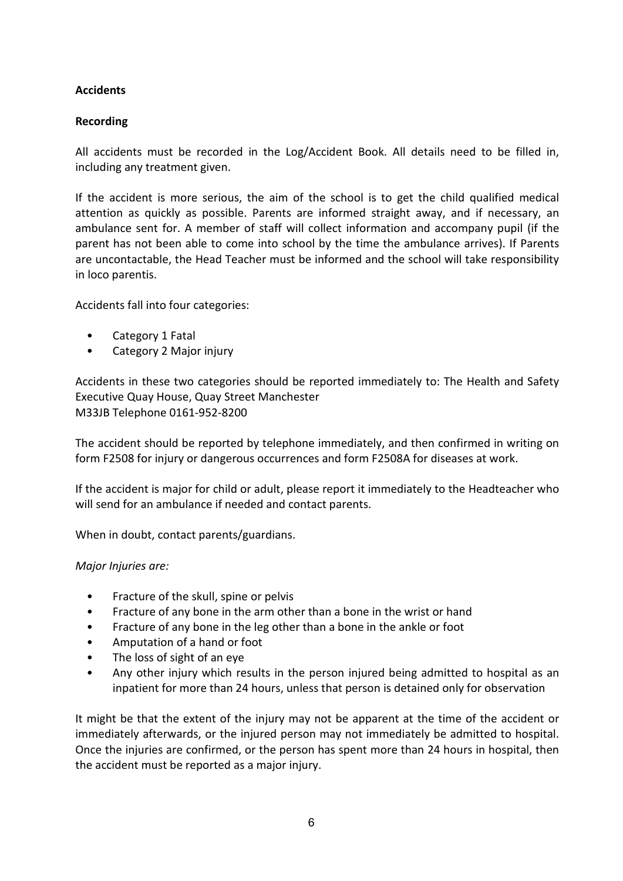**Accidents**

**Recording**

All accidents must be recorded in the Log/Accident Book. All details need to be filled in, including any treatment given.

If the accident is more serious, the aim of the school is to get the child qualified medical attention as quickly as possible. Parents are informed straight away, and if necessary, an ambulance sent for. A member of staff will collect information and accompany pupil (if the parent has not been able to come into school by the time the ambulance arrives). If Parents are uncontactable, the Head Teacher must be informed and the school will take responsibility in loco parentis.

Accidents fall into four categories:

- Category 1 Fatal
- Category 2 Major injury

Accidents in these two categories should be reported immediately to: The Health and Safety Executive Quay House, Quay Street Manchester
M33JB Telephone 0161-952-8200

The accident should be reported by telephone immediately, and then confirmed in writing on form F2508 for injury or dangerous occurrences and form F2508A for diseases at work.

If the accident is major for child or adult, please report it immediately to the Headteacher who will send for an ambulance if needed and contact parents.

When in doubt, contact parents/guardians.

*Major Injuries are:*

- Fracture of the skull, spine or pelvis
- Fracture of any bone in the arm other than a bone in the wrist or hand
- Fracture of any bone in the leg other than a bone in the ankle or foot
- Amputation of a hand or foot
- The loss of sight of an eye
- Any other injury which results in the person injured being admitted to hospital as an inpatient for more than 24 hours, unless that person is detained only for observation

It might be that the extent of the injury may not be apparent at the time of the accident or immediately afterwards, or the injured person may not immediately be admitted to hospital. Once the injuries are confirmed, or the person has spent more than 24 hours in hospital, then the accident must be reported as a major injury.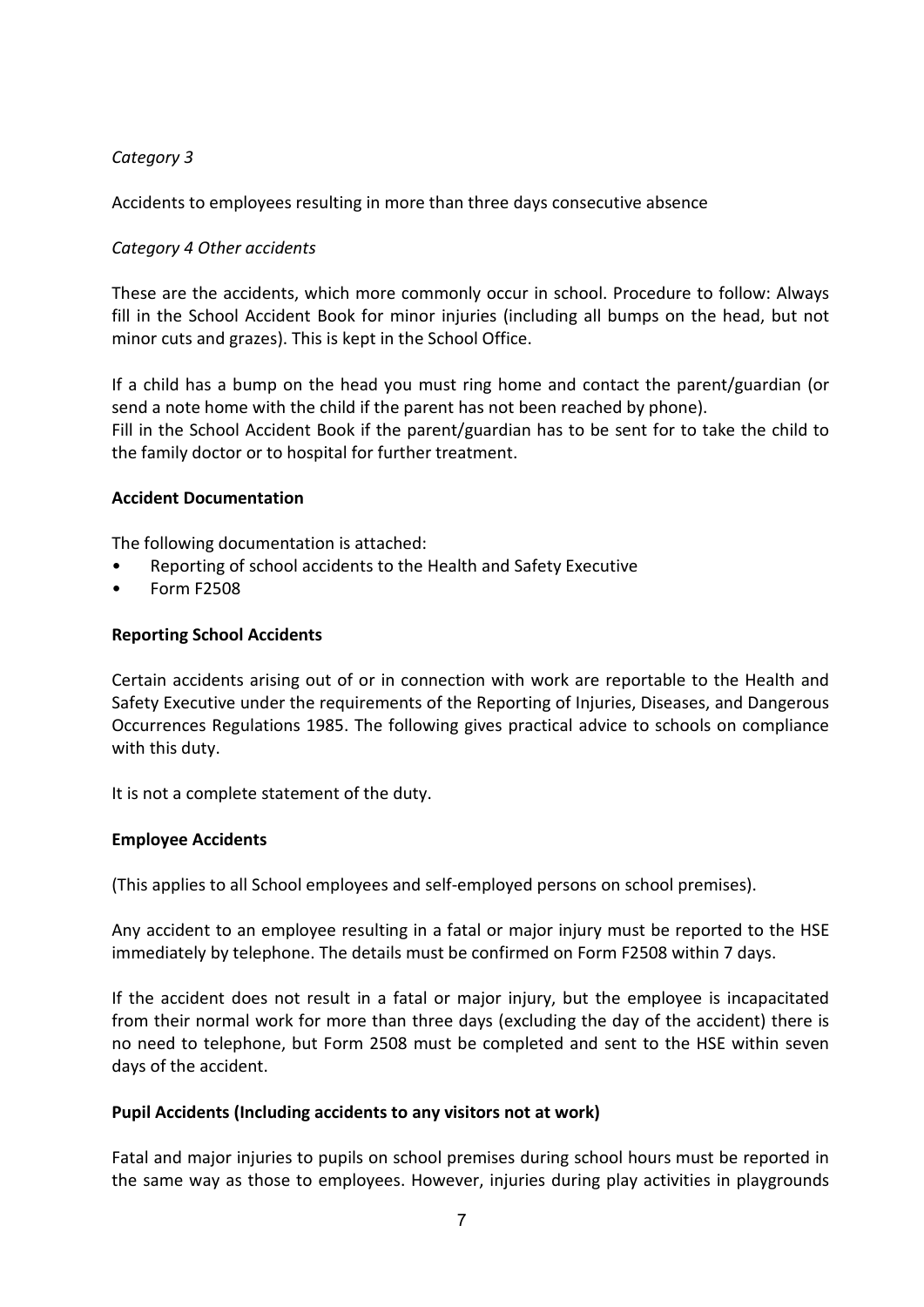*Category 3*

Accidents to employees resulting in more than three days consecutive absence

*Category 4 Other accidents*

These are the accidents, which more commonly occur in school. Procedure to follow: Always fill in the School Accident Book for minor injuries (including all bumps on the head, but not minor cuts and grazes). This is kept in the School Office.

If a child has a bump on the head you must ring home and contact the parent/guardian (or send a note home with the child if the parent has not been reached by phone).
Fill in the School Accident Book if the parent/guardian has to be sent for to take the child to the family doctor or to hospital for further treatment.

**Accident Documentation**

The following documentation is attached:

- Reporting of school accidents to the Health and Safety Executive
- Form F2508

**Reporting School Accidents**

Certain accidents arising out of or in connection with work are reportable to the Health and Safety Executive under the requirements of the Reporting of Injuries, Diseases, and Dangerous Occurrences Regulations 1985. The following gives practical advice to schools on compliance with this duty.

It is not a complete statement of the duty.

**Employee Accidents**

(This applies to all School employees and self-employed persons on school premises).

Any accident to an employee resulting in a fatal or major injury must be reported to the HSE immediately by telephone. The details must be confirmed on Form F2508 within 7 days.

If the accident does not result in a fatal or major injury, but the employee is incapacitated from their normal work for more than three days (excluding the day of the accident) there is no need to telephone, but Form 2508 must be completed and sent to the HSE within seven days of the accident.

**Pupil Accidents (Including accidents to any visitors not at work)**

Fatal and major injuries to pupils on school premises during school hours must be reported in the same way as those to employees. However, injuries during play activities in playgrounds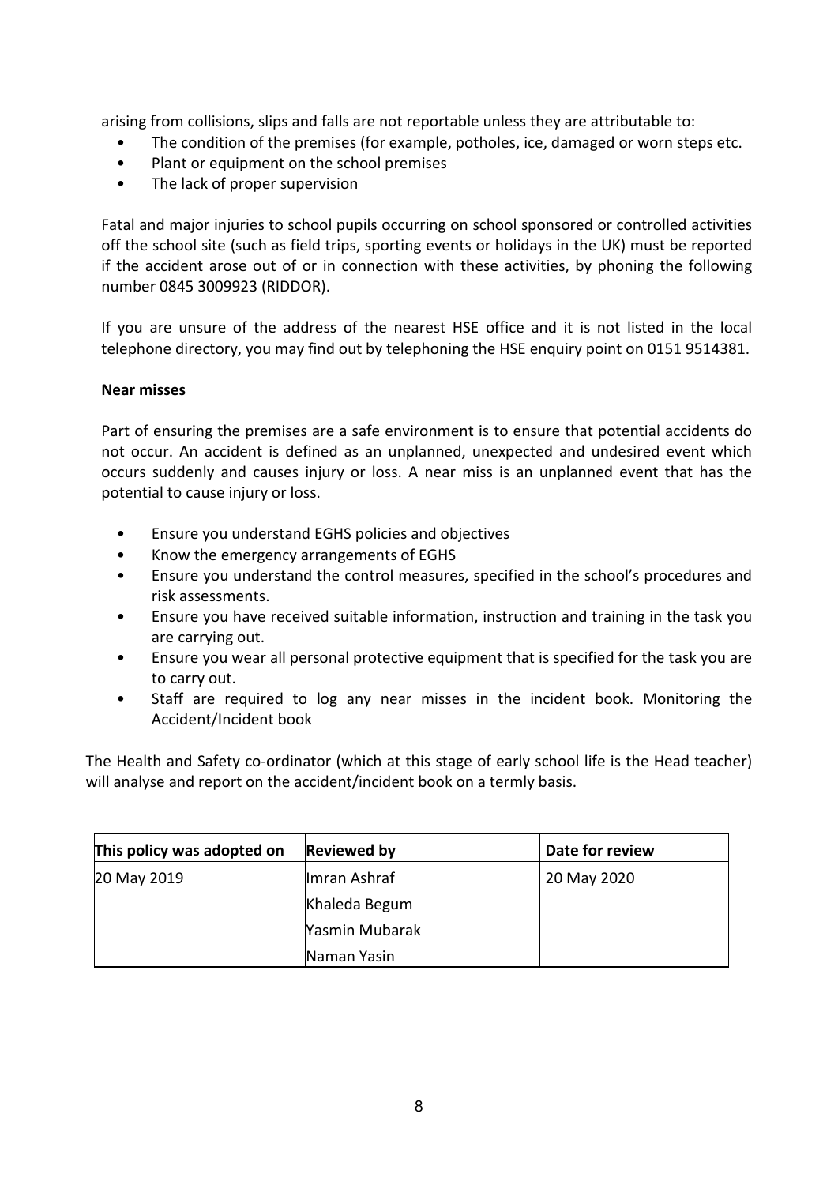arising from collisions, slips and falls are not reportable unless they are attributable to:

- The condition of the premises (for example, potholes, ice, damaged or worn steps etc.
- Plant or equipment on the school premises
- The lack of proper supervision

Fatal and major injuries to school pupils occurring on school sponsored or controlled activities off the school site (such as field trips, sporting events or holidays in the UK) must be reported if the accident arose out of or in connection with these activities, by phoning the following number 0845 3009923 (RIDDOR).

If you are unsure of the address of the nearest HSE office and it is not listed in the local telephone directory, you may find out by telephoning the HSE enquiry point on 0151 9514381.

**Near misses**

Part of ensuring the premises are a safe environment is to ensure that potential accidents do not occur. An accident is defined as an unplanned, unexpected and undesired event which occurs suddenly and causes injury or loss. A near miss is an unplanned event that has the potential to cause injury or loss.

- Ensure you understand EGHS policies and objectives
- Know the emergency arrangements of EGHS
- Ensure you understand the control measures, specified in the school's procedures and risk assessments.
- Ensure you have received suitable information, instruction and training in the task you are carrying out.
- Ensure you wear all personal protective equipment that is specified for the task you are to carry out.
- Staff are required to log any near misses in the incident book. Monitoring the Accident/Incident book

The Health and Safety co-ordinator (which at this stage of early school life is the Head teacher) will analyse and report on the accident/incident book on a termly basis.

| This policy was adopted on | Reviewed by | Date for review |
|---|---|---|
| 20 May 2019 | Imran Ashraf | 20 May 2020 |
| | Khaleda Begum | |
| | Yasmin Mubarak | |
| | Naman Yasin | |